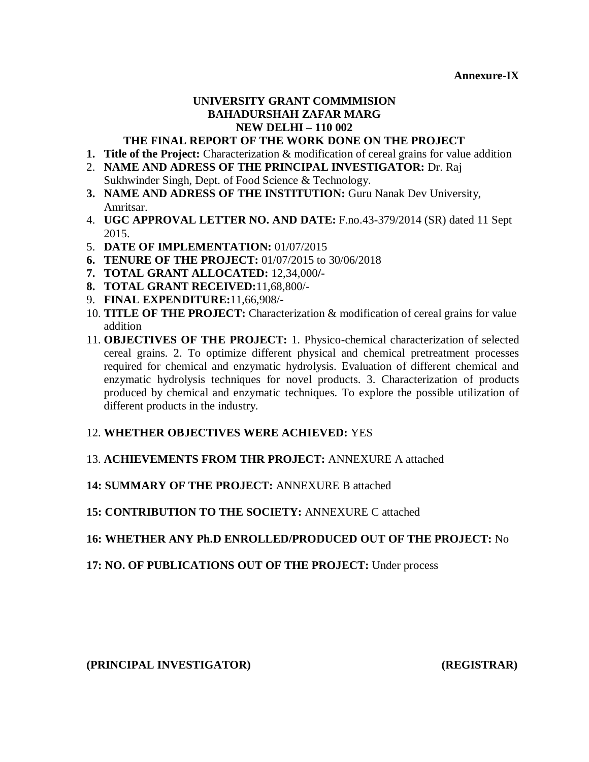**Annexure-IX**

**UNIVERSITY GRANT COMMMISION**
**BAHADURSHAH ZAFAR MARG**
**NEW DELHI – 110 002**
**THE FINAL REPORT OF THE WORK DONE ON THE PROJECT**

1. **Title of the Project:** Characterization & modification of cereal grains for value addition
2. **NAME AND ADRESS OF THE PRINCIPAL INVESTIGATOR:** Dr. Raj Sukhwinder Singh, Dept. of Food Science & Technology.
3. **NAME AND ADRESS OF THE INSTITUTION:** Guru Nanak Dev University, Amritsar.
4. **UGC APPROVAL LETTER NO. AND DATE:** F.no.43-379/2014 (SR) dated 11 Sept 2015.
5. **DATE OF IMPLEMENTATION:** 01/07/2015
6. **TENURE OF THE PROJECT:** 01/07/2015 to 30/06/2018
7. **TOTAL GRANT ALLOCATED:** 12,34,000/-
8. **TOTAL GRANT RECEIVED:** 11,68,800/-
9. **FINAL EXPENDITURE:** 11,66,908/-
10. **TITLE OF THE PROJECT:** Characterization & modification of cereal grains for value addition
11. **OBJECTIVES OF THE PROJECT:** 1. Physico-chemical characterization of selected cereal grains. 2. To optimize different physical and chemical pretreatment processes required for chemical and enzymatic hydrolysis. Evaluation of different chemical and enzymatic hydrolysis techniques for novel products. 3. Characterization of products produced by chemical and enzymatic techniques. To explore the possible utilization of different products in the industry.

12. **WHETHER OBJECTIVES WERE ACHIEVED:** YES

13. **ACHIEVEMENTS FROM THR PROJECT:** ANNEXURE A attached

**14: SUMMARY OF THE PROJECT:** ANNEXURE B attached

**15: CONTRIBUTION TO THE SOCIETY:** ANNEXURE C attached

**16: WHETHER ANY Ph.D ENROLLED/PRODUCED OUT OF THE PROJECT:** No

**17: NO. OF PUBLICATIONS OUT OF THE PROJECT:** Under process

**(PRINCIPAL INVESTIGATOR)** **(REGISTRAR)**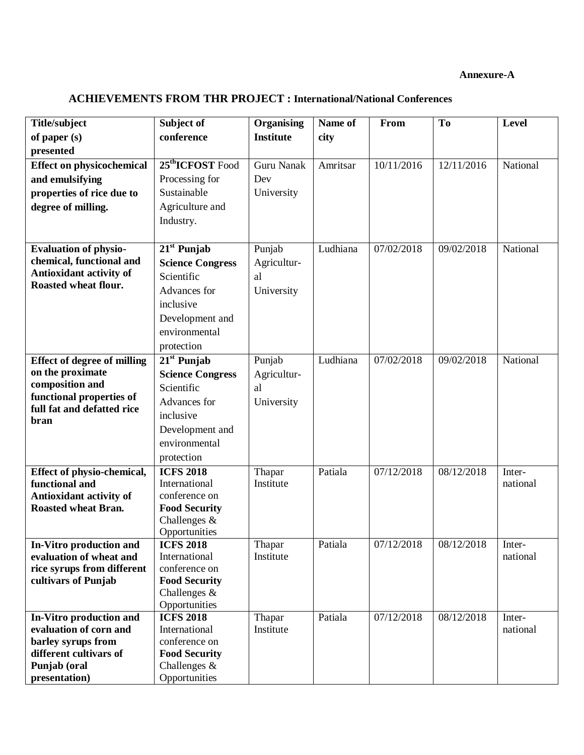**Annexure-A**

## ACHIEVEMENTS FROM THR PROJECT : International/National Conferences

| Title/subject of paper (s) presented | Subject of conference | Organising Institute | Name of city | From | To | Level |
|---|---|---|---|---|---|---|
| **Effect on physicochemical and emulsifying properties of rice due to degree of milling.** | **25[th] ICFOST** Food Processing for Sustainable Agriculture and Industry. | Guru Nanak Dev University | Amritsar | 10/11/2016 | 12/11/2016 | National |
| **Evaluation of physio-chemical, functional and Antioxidant activity of Roasted wheat flour.** | **21[st] Punjab Science Congress** Scientific Advances for inclusive Development and environmental protection | Punjab Agricultur-al University | Ludhiana | 07/02/2018 | 09/02/2018 | National |
| **Effect of degree of milling on the proximate composition and functional properties of full fat and defatted rice bran** | **21[st] Punjab Science Congress** Scientific Advances for inclusive Development and environmental protection | Punjab Agricultur-al University | Ludhiana | 07/02/2018 | 09/02/2018 | National |
| **Effect of physio-chemical, functional and Antioxidant activity of Roasted wheat Bran.** | **ICFS 2018** International conference on **Food Security** Challenges & Opportunities | Thapar Institute | Patiala | 07/12/2018 | 08/12/2018 | Inter-national |
| **In-Vitro production and evaluation of wheat and rice syrups from different cultivars of Punjab** | **ICFS 2018** International conference on **Food Security** Challenges & Opportunities | Thapar Institute | Patiala | 07/12/2018 | 08/12/2018 | Inter-national |
| **In-Vitro production and evaluation of corn and barley syrups from different cultivars of Punjab (oral presentation)** | **ICFS 2018** International conference on **Food Security** Challenges & Opportunities | Thapar Institute | Patiala | 07/12/2018 | 08/12/2018 | Inter-national |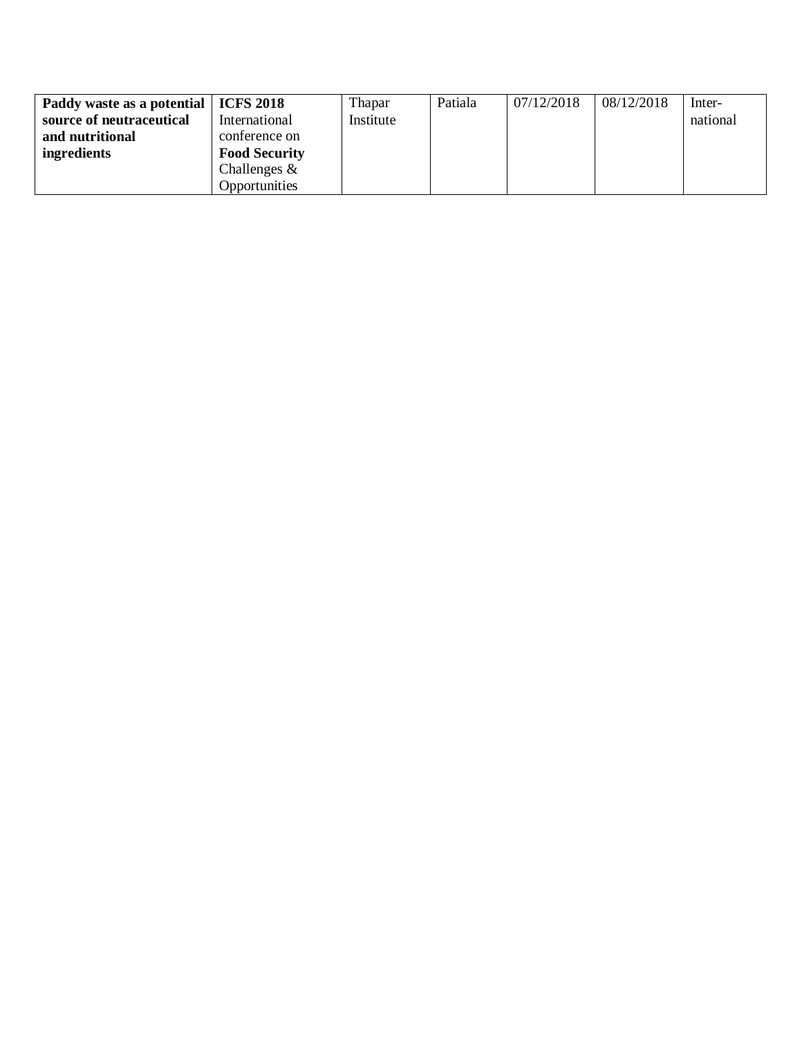| **Paddy waste as a potential source of neutraceutical and nutritional ingredients** | **ICFS 2018** International conference on **Food Security** Challenges & Opportunities | Thapar Institute | Patiala | 07/12/2018 | 08/12/2018 | Inter-national |
|---|---|---|---|---|---|---|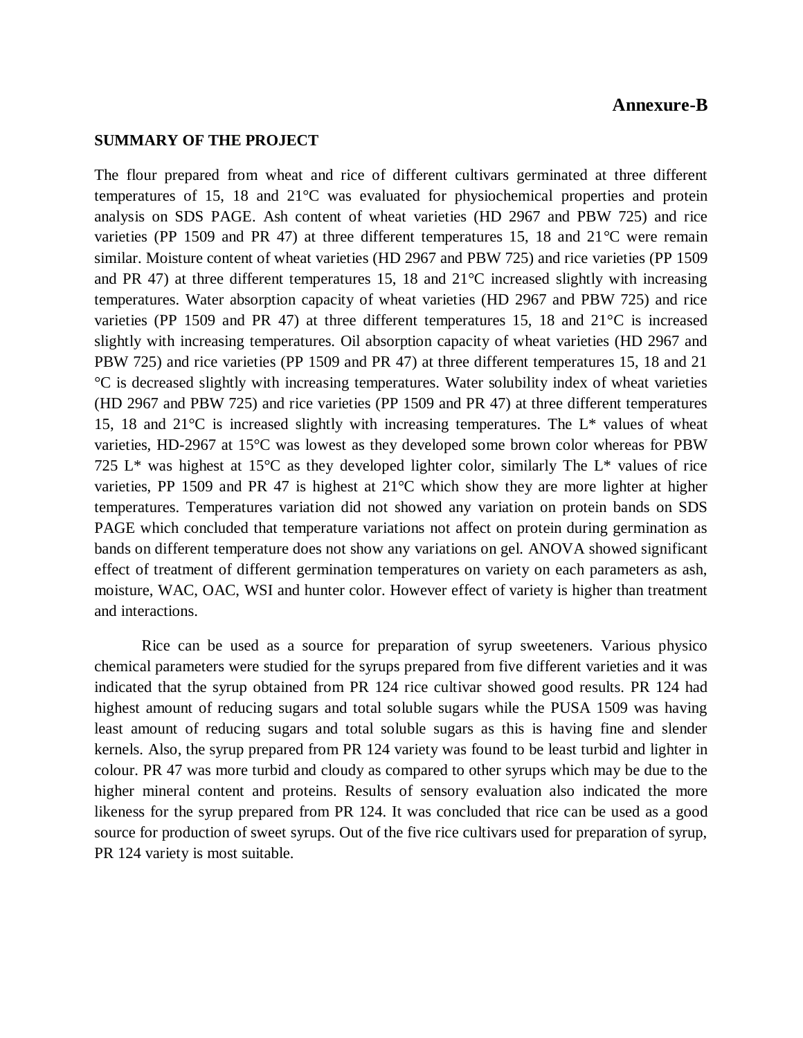**Annexure-B**

**SUMMARY OF THE PROJECT**

The flour prepared from wheat and rice of different cultivars germinated at three different temperatures of 15, 18 and 21°C was evaluated for physiochemical properties and protein analysis on SDS PAGE. Ash content of wheat varieties (HD 2967 and PBW 725) and rice varieties (PP 1509 and PR 47) at three different temperatures 15, 18 and 21°C were remain similar. Moisture content of wheat varieties (HD 2967 and PBW 725) and rice varieties (PP 1509 and PR 47) at three different temperatures 15, 18 and 21°C increased slightly with increasing temperatures. Water absorption capacity of wheat varieties (HD 2967 and PBW 725) and rice varieties (PP 1509 and PR 47) at three different temperatures 15, 18 and 21°C is increased slightly with increasing temperatures. Oil absorption capacity of wheat varieties (HD 2967 and PBW 725) and rice varieties (PP 1509 and PR 47) at three different temperatures 15, 18 and 21 °C is decreased slightly with increasing temperatures. Water solubility index of wheat varieties (HD 2967 and PBW 725) and rice varieties (PP 1509 and PR 47) at three different temperatures 15, 18 and 21°C is increased slightly with increasing temperatures. The L* values of wheat varieties, HD-2967 at 15°C was lowest as they developed some brown color whereas for PBW 725 L* was highest at 15°C as they developed lighter color, similarly The L* values of rice varieties, PP 1509 and PR 47 is highest at 21°C which show they are more lighter at higher temperatures. Temperatures variation did not showed any variation on protein bands on SDS PAGE which concluded that temperature variations not affect on protein during germination as bands on different temperature does not show any variations on gel. ANOVA showed significant effect of treatment of different germination temperatures on variety on each parameters as ash, moisture, WAC, OAC, WSI and hunter color. However effect of variety is higher than treatment and interactions.

Rice can be used as a source for preparation of syrup sweeteners. Various physico chemical parameters were studied for the syrups prepared from five different varieties and it was indicated that the syrup obtained from PR 124 rice cultivar showed good results. PR 124 had highest amount of reducing sugars and total soluble sugars while the PUSA 1509 was having least amount of reducing sugars and total soluble sugars as this is having fine and slender kernels. Also, the syrup prepared from PR 124 variety was found to be least turbid and lighter in colour. PR 47 was more turbid and cloudy as compared to other syrups which may be due to the higher mineral content and proteins. Results of sensory evaluation also indicated the more likeness for the syrup prepared from PR 124. It was concluded that rice can be used as a good source for production of sweet syrups. Out of the five rice cultivars used for preparation of syrup, PR 124 variety is most suitable.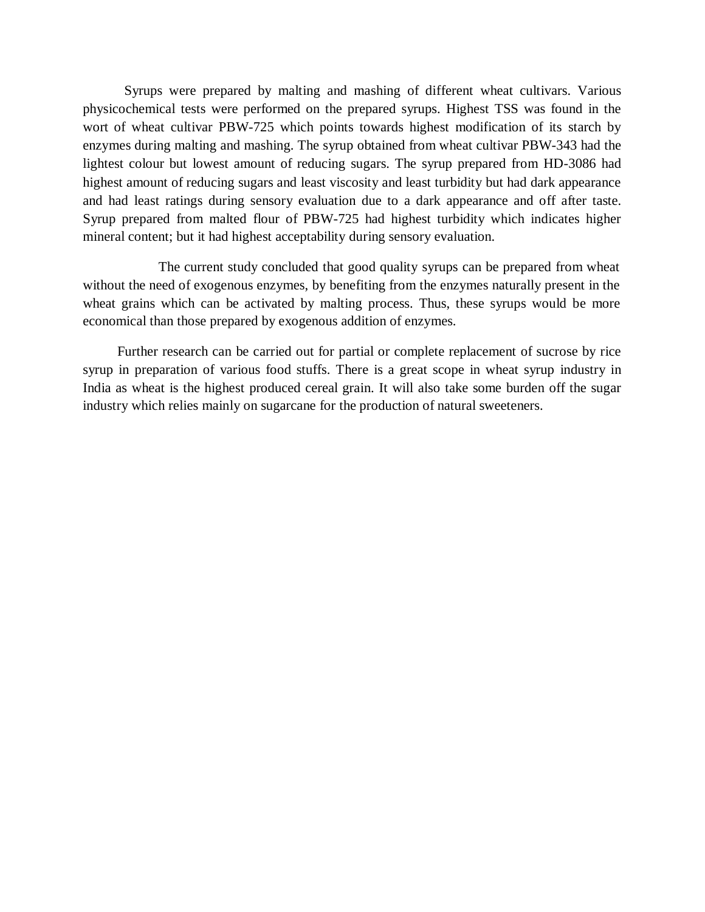Syrups were prepared by malting and mashing of different wheat cultivars. Various physicochemical tests were performed on the prepared syrups. Highest TSS was found in the wort of wheat cultivar PBW-725 which points towards highest modification of its starch by enzymes during malting and mashing. The syrup obtained from wheat cultivar PBW-343 had the lightest colour but lowest amount of reducing sugars. The syrup prepared from HD-3086 had highest amount of reducing sugars and least viscosity and least turbidity but had dark appearance and had least ratings during sensory evaluation due to a dark appearance and off after taste. Syrup prepared from malted flour of PBW-725 had highest turbidity which indicates higher mineral content; but it had highest acceptability during sensory evaluation.

The current study concluded that good quality syrups can be prepared from wheat without the need of exogenous enzymes, by benefiting from the enzymes naturally present in the wheat grains which can be activated by malting process. Thus, these syrups would be more economical than those prepared by exogenous addition of enzymes.

Further research can be carried out for partial or complete replacement of sucrose by rice syrup in preparation of various food stuffs. There is a great scope in wheat syrup industry in India as wheat is the highest produced cereal grain. It will also take some burden off the sugar industry which relies mainly on sugarcane for the production of natural sweeteners.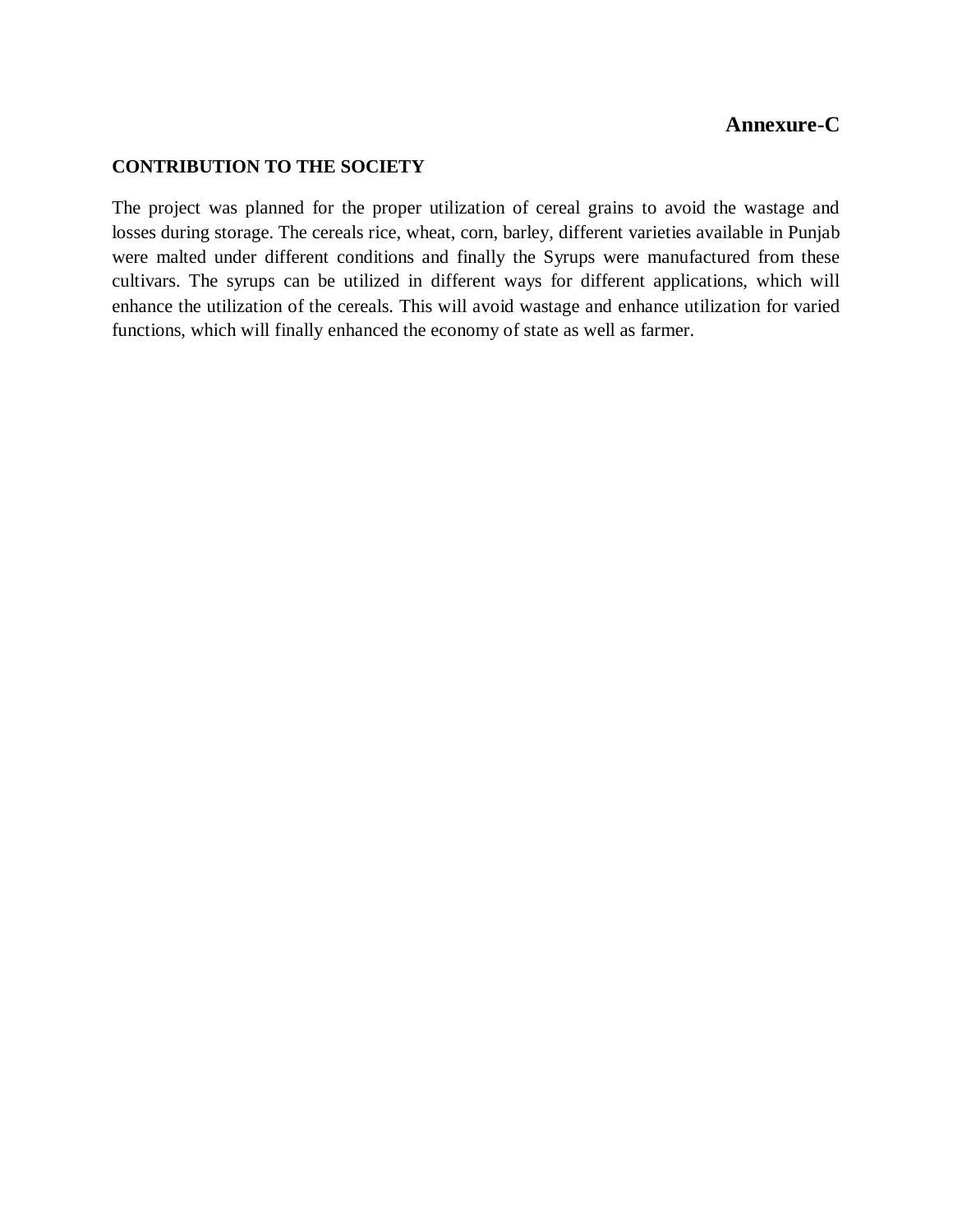**Annexure-C**

## CONTRIBUTION TO THE SOCIETY

The project was planned for the proper utilization of cereal grains to avoid the wastage and losses during storage. The cereals rice, wheat, corn, barley, different varieties available in Punjab were malted under different conditions and finally the Syrups were manufactured from these cultivars. The syrups can be utilized in different ways for different applications, which will enhance the utilization of the cereals. This will avoid wastage and enhance utilization for varied functions, which will finally enhanced the economy of state as well as farmer.